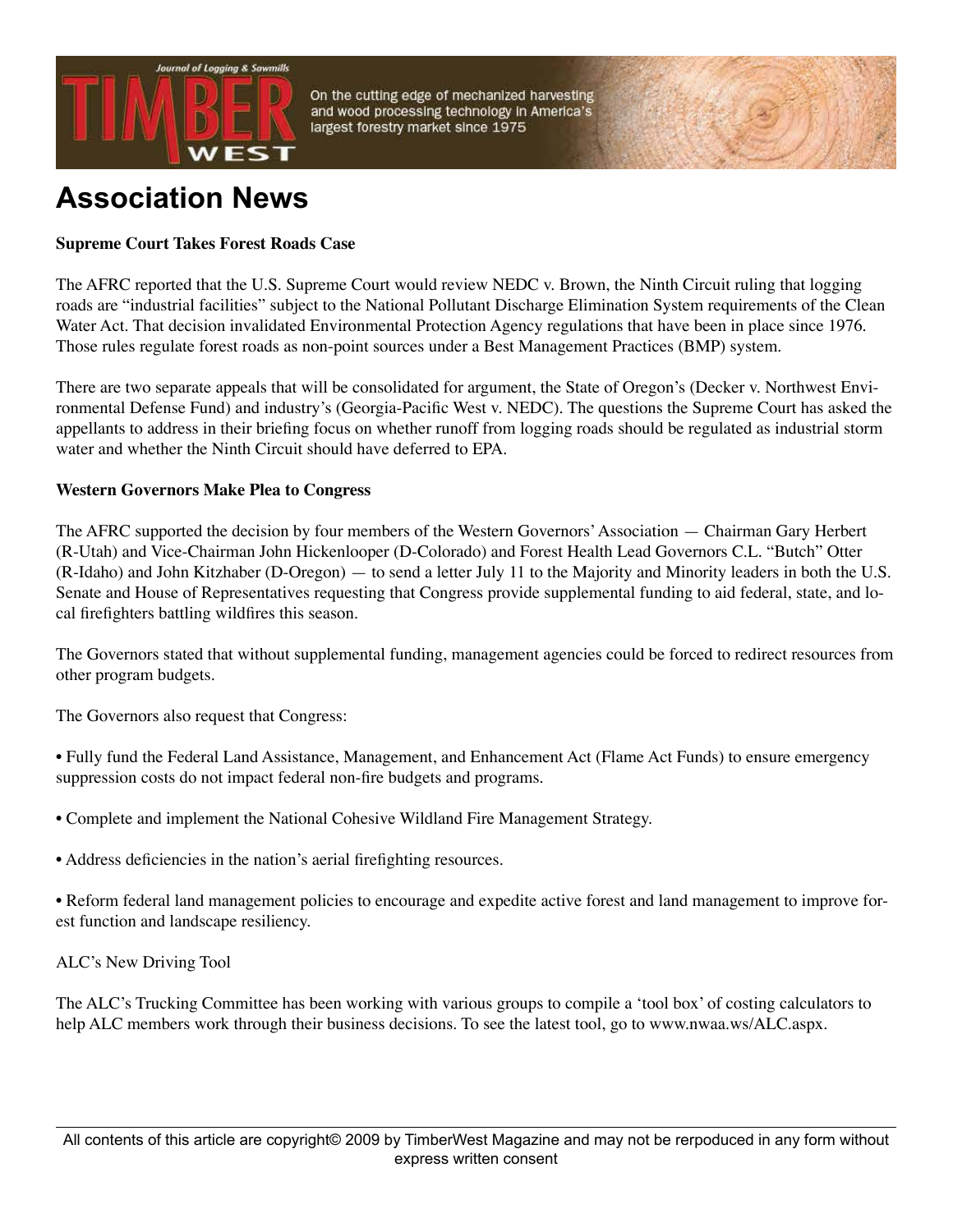# Association News

**Supreme Court Takes Forest Roads Case**

The AFRC reported that the U.S. Supreme Court would review NEDC v. Brown, the Ninth Circuit ruling that logging roads are "industrial facilities" subject to the National Pollutant Discharge Elimination System requirements of the Clean Water Act. That decision invalidated Environmental Protection Agency regulations that have been in place since 1976. Those rules regulate forest roads as non-point sources under a Best Management Practices (BMP) system.

There are two separate appeals that will be consolidated for argument, the State of Oregon's (Decker v. Northwest Environmental Defense Fund) and industry's (Georgia-Pacific West v. NEDC). The questions the Supreme Court has asked the appellants to address in their briefing focus on whether runoff from logging roads should be regulated as industrial storm water and whether the Ninth Circuit should have deferred to EPA.

**Western Governors Make Plea to Congress**

The AFRC supported the decision by four members of the Western Governors' Association — Chairman Gary Herbert (R-Utah) and Vice-Chairman John Hickenlooper (D-Colorado) and Forest Health Lead Governors C.L. "Butch" Otter (R-Idaho) and John Kitzhaber (D-Oregon) — to send a letter July 11 to the Majority and Minority leaders in both the U.S. Senate and House of Representatives requesting that Congress provide supplemental funding to aid federal, state, and local firefighters battling wildfires this season.

The Governors stated that without supplemental funding, management agencies could be forced to redirect resources from other program budgets.

The Governors also request that Congress:

- Fully fund the Federal Land Assistance, Management, and Enhancement Act (Flame Act Funds) to ensure emergency suppression costs do not impact federal non-fire budgets and programs.

- Complete and implement the National Cohesive Wildland Fire Management Strategy.

- Address deficiencies in the nation's aerial firefighting resources.

- Reform federal land management policies to encourage and expedite active forest and land management to improve forest function and landscape resiliency.

ALC's New Driving Tool

The ALC's Trucking Committee has been working with various groups to compile a 'tool box' of costing calculators to help ALC members work through their business decisions. To see the latest tool, go to www.nwaa.ws/ALC.aspx.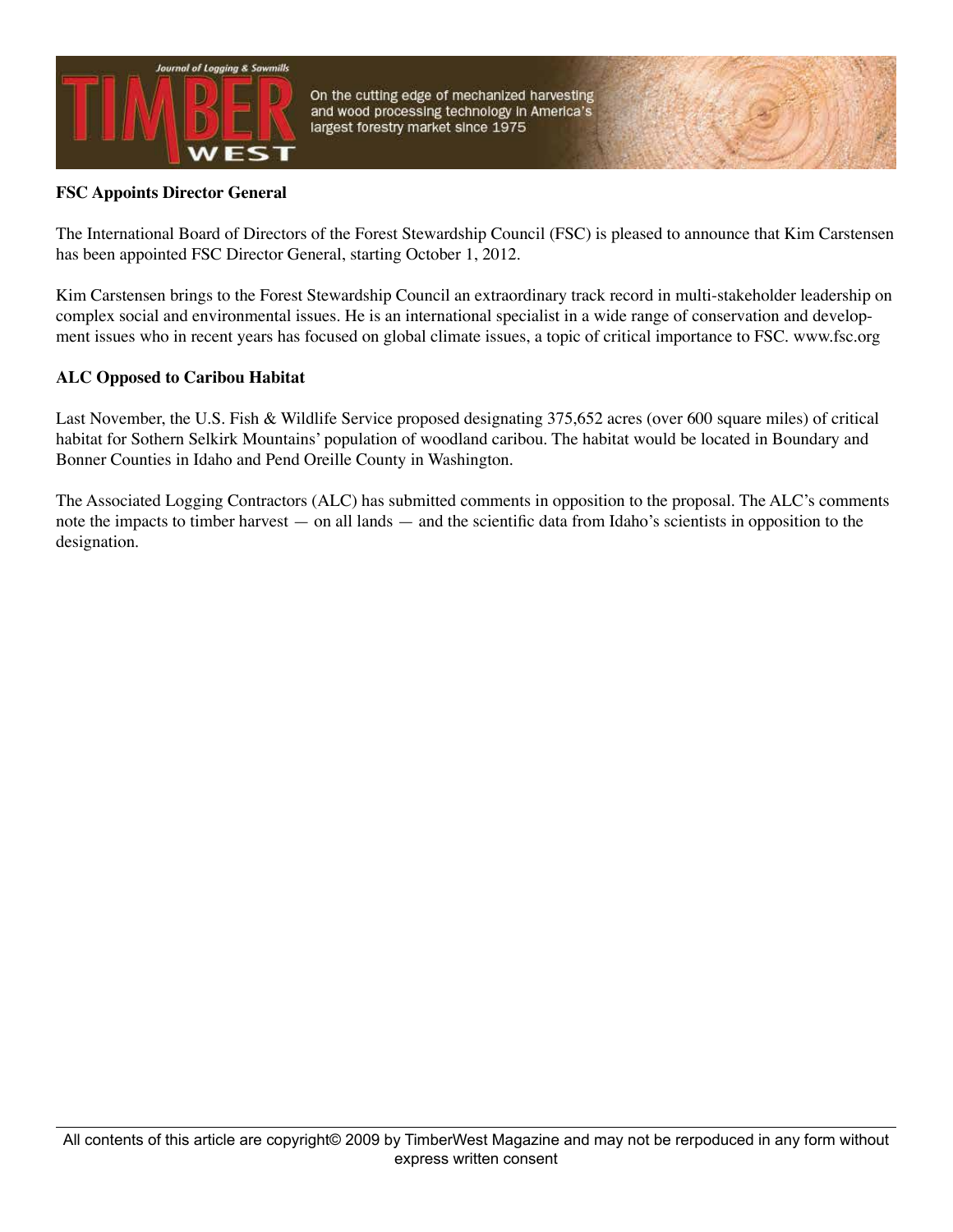## FSC Appoints Director General

The International Board of Directors of the Forest Stewardship Council (FSC) is pleased to announce that Kim Carstensen has been appointed FSC Director General, starting October 1, 2012.

Kim Carstensen brings to the Forest Stewardship Council an extraordinary track record in multi-stakeholder leadership on complex social and environmental issues. He is an international specialist in a wide range of conservation and development issues who in recent years has focused on global climate issues, a topic of critical importance to FSC. www.fsc.org

## ALC Opposed to Caribou Habitat

Last November, the U.S. Fish & Wildlife Service proposed designating 375,652 acres (over 600 square miles) of critical habitat for Sothern Selkirk Mountains' population of woodland caribou. The habitat would be located in Boundary and Bonner Counties in Idaho and Pend Oreille County in Washington.

The Associated Logging Contractors (ALC) has submitted comments in opposition to the proposal. The ALC's comments note the impacts to timber harvest — on all lands — and the scientific data from Idaho's scientists in opposition to the designation.